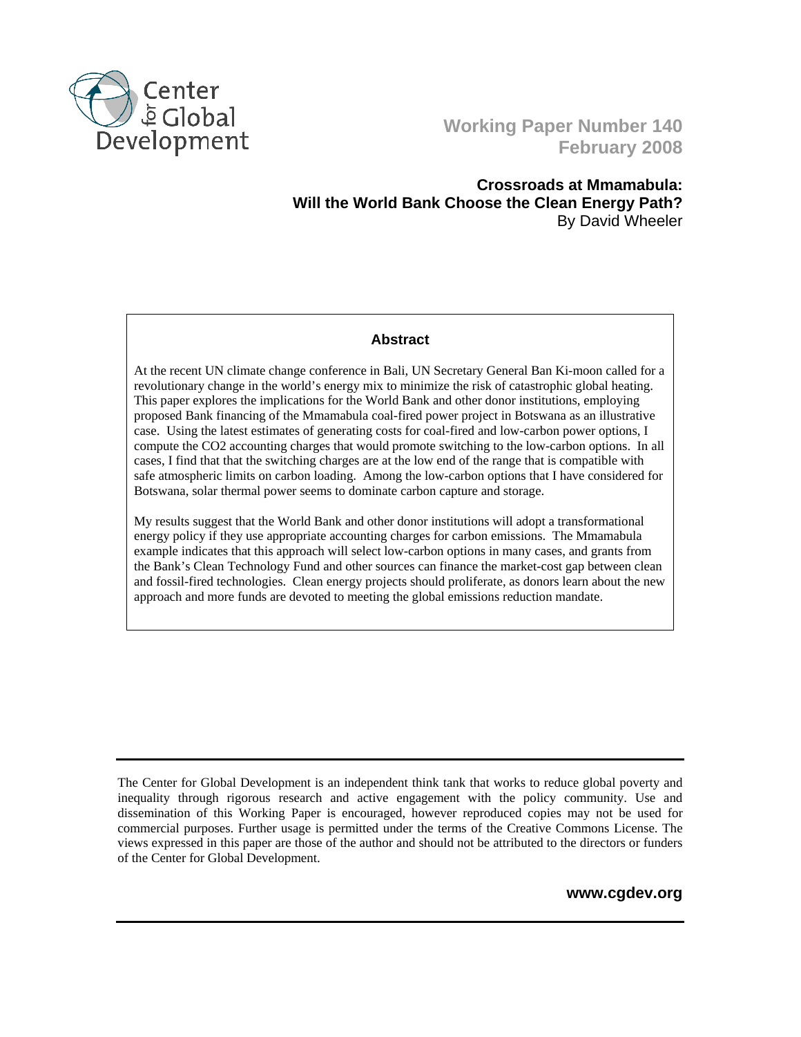Center for Global Development

**Working Paper Number 140**
**February 2008**

# Crossroads at Mmamabula: Will the World Bank Choose the Clean Energy Path?

By David Wheeler

## Abstract

At the recent UN climate change conference in Bali, UN Secretary General Ban Ki-moon called for a revolutionary change in the world's energy mix to minimize the risk of catastrophic global heating. This paper explores the implications for the World Bank and other donor institutions, employing proposed Bank financing of the Mmamabula coal-fired power project in Botswana as an illustrative case. Using the latest estimates of generating costs for coal-fired and low-carbon power options, I compute the $CO_2$ accounting charges that would promote switching to the low-carbon options. In all cases, I find that that the switching charges are at the low end of the range that is compatible with safe atmospheric limits on carbon loading. Among the low-carbon options that I have considered for Botswana, solar thermal power seems to dominate carbon capture and storage.

My results suggest that the World Bank and other donor institutions will adopt a transformational energy policy if they use appropriate accounting charges for carbon emissions. The Mmamabula example indicates that this approach will select low-carbon options in many cases, and grants from the Bank's Clean Technology Fund and other sources can finance the market-cost gap between clean and fossil-fired technologies. Clean energy projects should proliferate, as donors learn about the new approach and more funds are devoted to meeting the global emissions reduction mandate.

---

The Center for Global Development is an independent think tank that works to reduce global poverty and inequality through rigorous research and active engagement with the policy community. Use and dissemination of this Working Paper is encouraged, however reproduced copies may not be used for commercial purposes. Further usage is permitted under the terms of the Creative Commons License. The views expressed in this paper are those of the author and should not be attributed to the directors or funders of the Center for Global Development.

**www.cgdev.org**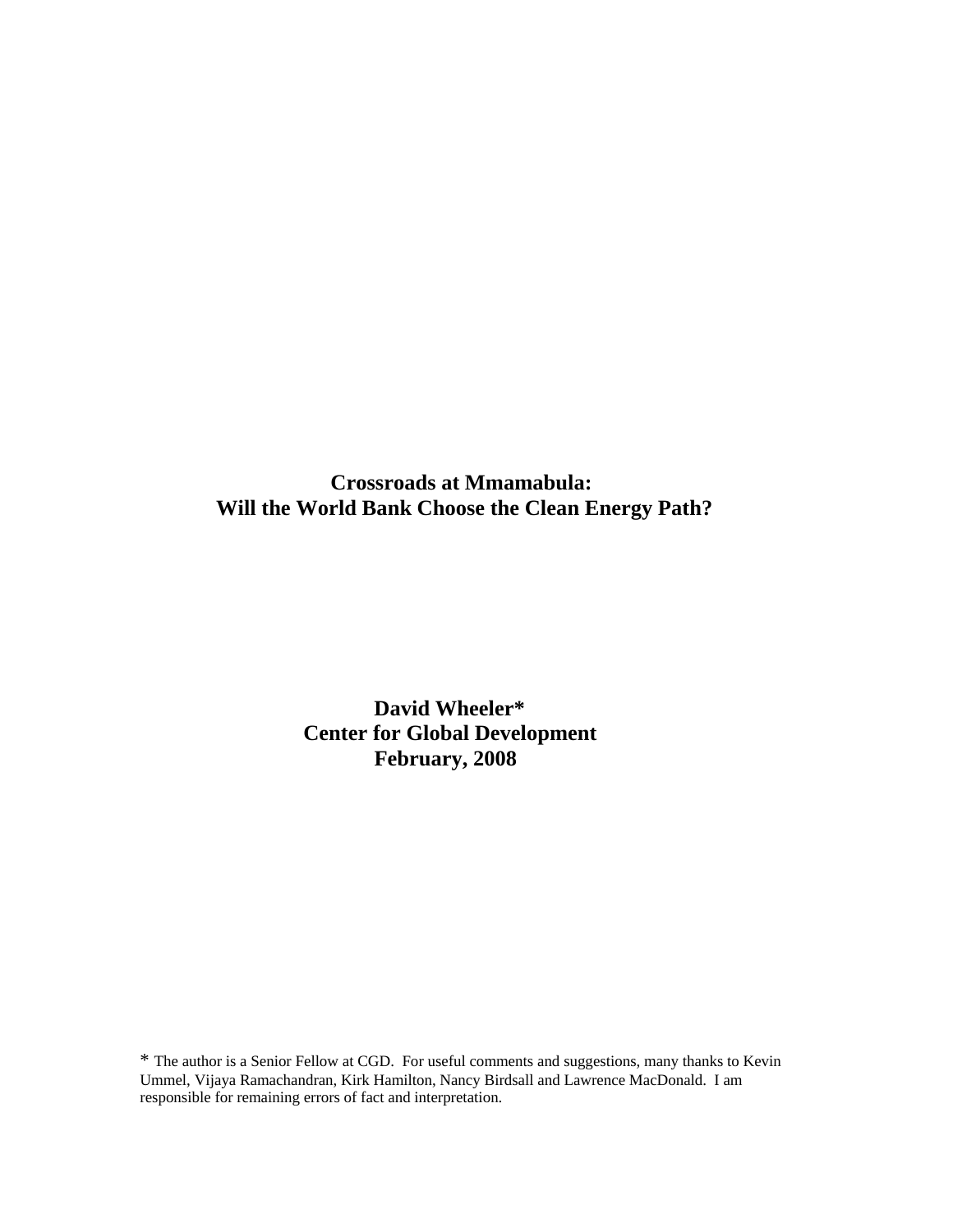# Crossroads at Mmamabula: Will the World Bank Choose the Clean Energy Path?

**David Wheeler\***
**Center for Global Development**
**February, 2008**

\* The author is a Senior Fellow at CGD. For useful comments and suggestions, many thanks to Kevin Ummel, Vijaya Ramachandran, Kirk Hamilton, Nancy Birdsall and Lawrence MacDonald. I am responsible for remaining errors of fact and interpretation.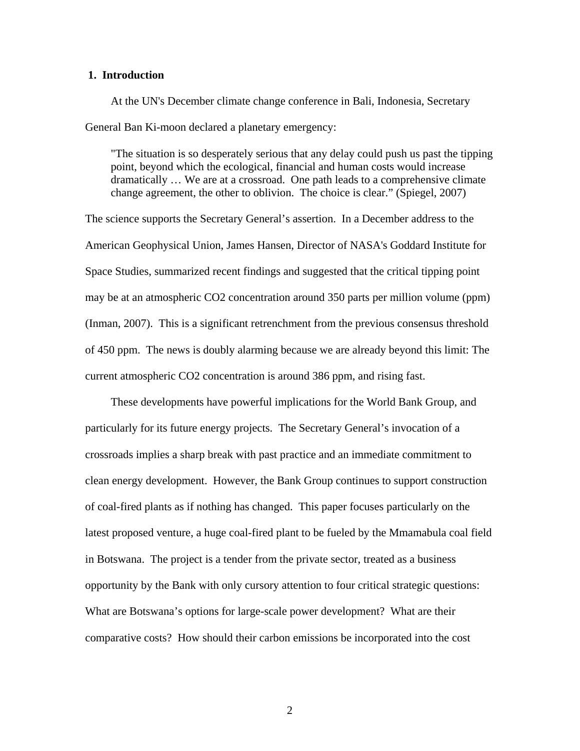## 1. Introduction

At the UN's December climate change conference in Bali, Indonesia, Secretary General Ban Ki-moon declared a planetary emergency:

> "The situation is so desperately serious that any delay could push us past the tipping point, beyond which the ecological, financial and human costs would increase dramatically … We are at a crossroad. One path leads to a comprehensive climate change agreement, the other to oblivion. The choice is clear." (Spiegel, 2007)

The science supports the Secretary General's assertion. In a December address to the American Geophysical Union, James Hansen, Director of NASA's Goddard Institute for Space Studies, summarized recent findings and suggested that the critical tipping point may be at an atmospheric $CO_2$ concentration around 350 parts per million volume (ppm) (Inman, 2007). This is a significant retrenchment from the previous consensus threshold of 450 ppm. The news is doubly alarming because we are already beyond this limit: The current atmospheric $CO_2$ concentration is around 386 ppm, and rising fast.

These developments have powerful implications for the World Bank Group, and particularly for its future energy projects. The Secretary General's invocation of a crossroads implies a sharp break with past practice and an immediate commitment to clean energy development. However, the Bank Group continues to support construction of coal-fired plants as if nothing has changed. This paper focuses particularly on the latest proposed venture, a huge coal-fired plant to be fueled by the Mmamabula coal field in Botswana. The project is a tender from the private sector, treated as a business opportunity by the Bank with only cursory attention to four critical strategic questions: What are Botswana's options for large-scale power development? What are their comparative costs? How should their carbon emissions be incorporated into the cost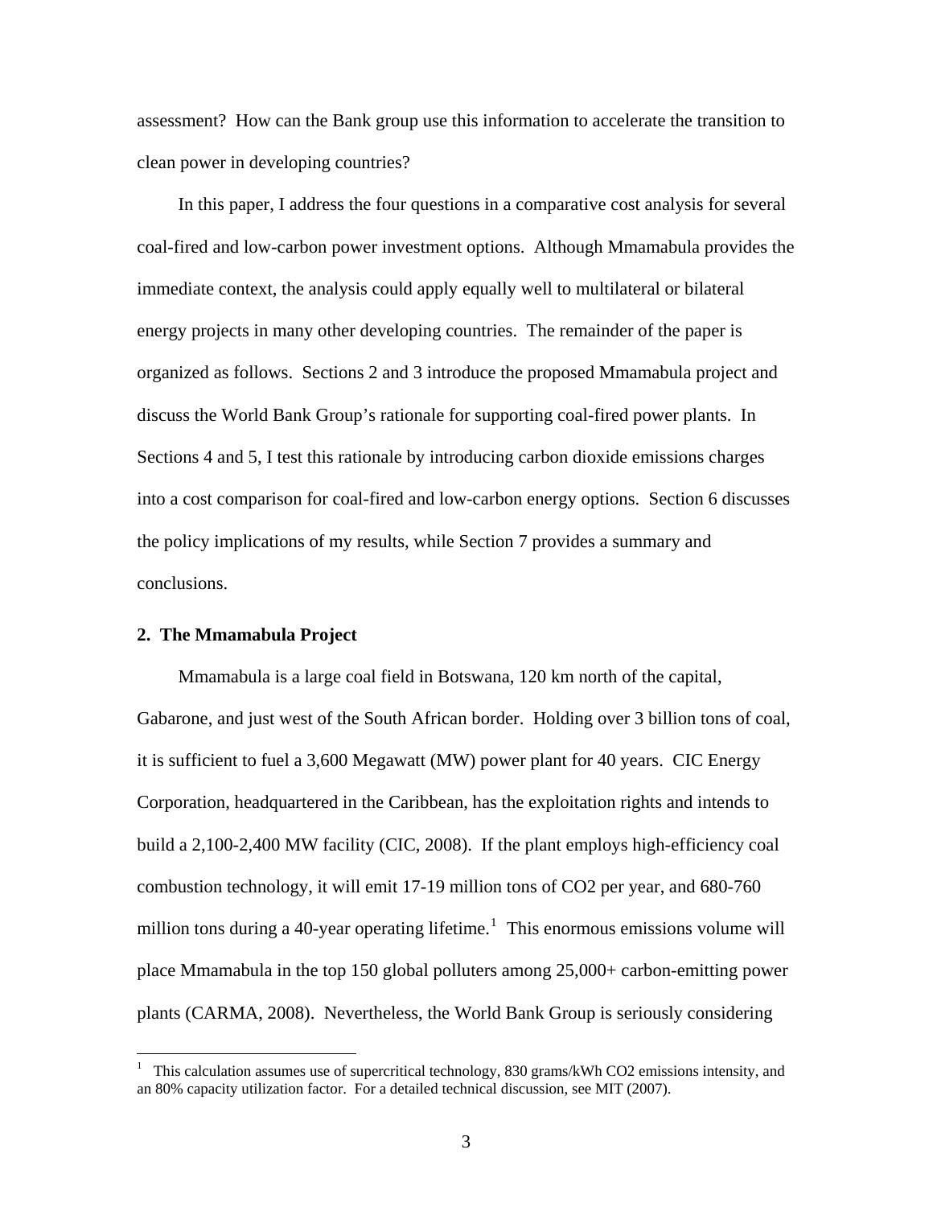assessment? How can the Bank group use this information to accelerate the transition to clean power in developing countries?

In this paper, I address the four questions in a comparative cost analysis for several coal-fired and low-carbon power investment options. Although Mmamabula provides the immediate context, the analysis could apply equally well to multilateral or bilateral energy projects in many other developing countries. The remainder of the paper is organized as follows. Sections 2 and 3 introduce the proposed Mmamabula project and discuss the World Bank Group's rationale for supporting coal-fired power plants. In Sections 4 and 5, I test this rationale by introducing carbon dioxide emissions charges into a cost comparison for coal-fired and low-carbon energy options. Section 6 discusses the policy implications of my results, while Section 7 provides a summary and conclusions.

## 2. The Mmamabula Project

Mmamabula is a large coal field in Botswana, 120 km north of the capital, Gabarone, and just west of the South African border. Holding over 3 billion tons of coal, it is sufficient to fuel a 3,600 Megawatt (MW) power plant for 40 years. CIC Energy Corporation, headquartered in the Caribbean, has the exploitation rights and intends to build a 2,100-2,400 MW facility (CIC, 2008). If the plant employs high-efficiency coal combustion technology, it will emit 17-19 million tons of $CO_2$ per year, and 680-760 million tons during a 40-year operating lifetime.[1] This enormous emissions volume will place Mmamabula in the top 150 global polluters among 25,000+ carbon-emitting power plants (CARMA, 2008). Nevertheless, the World Bank Group is seriously considering

[1] This calculation assumes use of supercritical technology, 830 grams/kWh $CO_2$ emissions intensity, and an 80% capacity utilization factor. For a detailed technical discussion, see MIT (2007).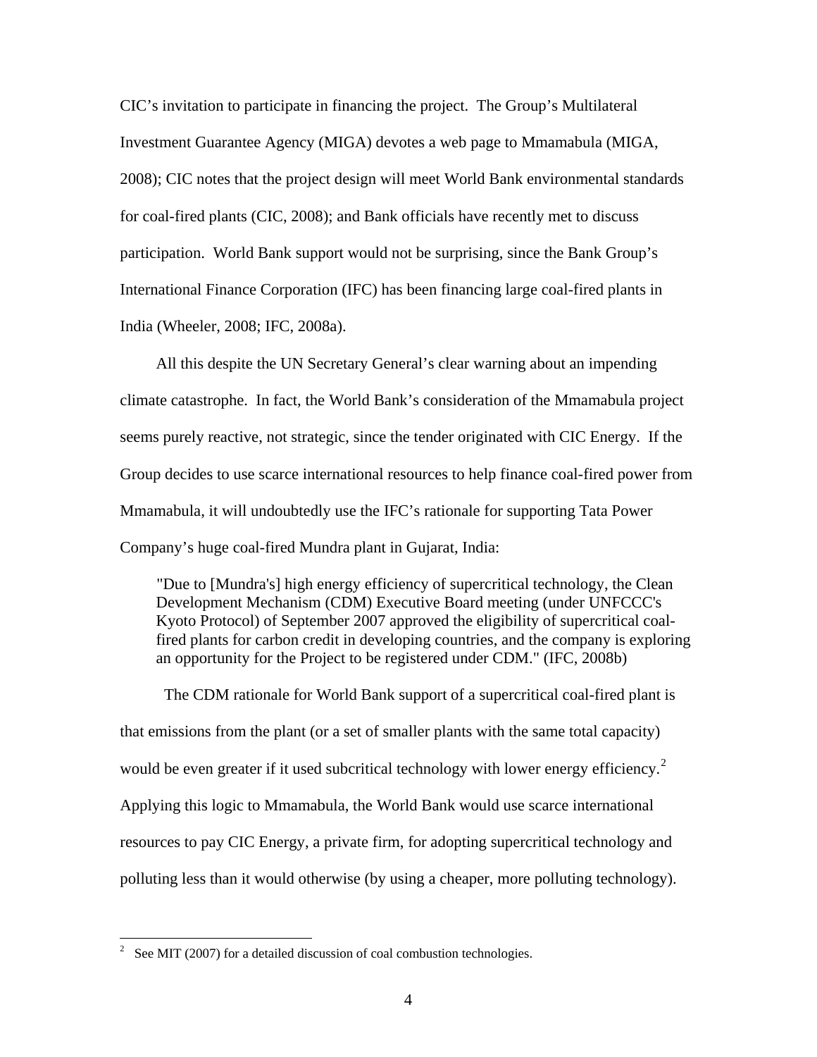CIC's invitation to participate in financing the project. The Group's Multilateral Investment Guarantee Agency (MIGA) devotes a web page to Mmamabula (MIGA, 2008); CIC notes that the project design will meet World Bank environmental standards for coal-fired plants (CIC, 2008); and Bank officials have recently met to discuss participation. World Bank support would not be surprising, since the Bank Group's International Finance Corporation (IFC) has been financing large coal-fired plants in India (Wheeler, 2008; IFC, 2008a).

All this despite the UN Secretary General's clear warning about an impending climate catastrophe. In fact, the World Bank's consideration of the Mmamabula project seems purely reactive, not strategic, since the tender originated with CIC Energy. If the Group decides to use scarce international resources to help finance coal-fired power from Mmamabula, it will undoubtedly use the IFC's rationale for supporting Tata Power Company's huge coal-fired Mundra plant in Gujarat, India:

> "Due to [Mundra's] high energy efficiency of supercritical technology, the Clean Development Mechanism (CDM) Executive Board meeting (under UNFCCC's Kyoto Protocol) of September 2007 approved the eligibility of supercritical coal-fired plants for carbon credit in developing countries, and the company is exploring an opportunity for the Project to be registered under CDM." (IFC, 2008b)

The CDM rationale for World Bank support of a supercritical coal-fired plant is that emissions from the plant (or a set of smaller plants with the same total capacity) would be even greater if it used subcritical technology with lower energy efficiency.[2] Applying this logic to Mmamabula, the World Bank would use scarce international resources to pay CIC Energy, a private firm, for adopting supercritical technology and polluting less than it would otherwise (by using a cheaper, more polluting technology).

---

[2] See MIT (2007) for a detailed discussion of coal combustion technologies.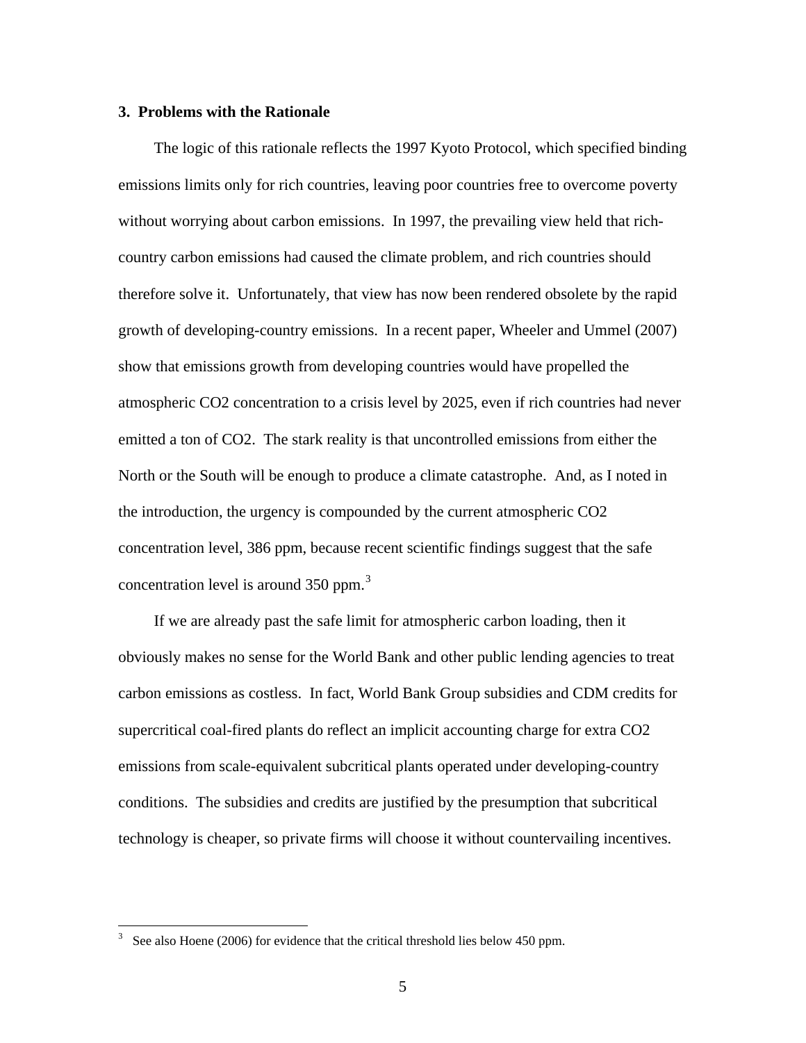### 3. Problems with the Rationale

The logic of this rationale reflects the 1997 Kyoto Protocol, which specified binding emissions limits only for rich countries, leaving poor countries free to overcome poverty without worrying about carbon emissions. In 1997, the prevailing view held that rich-country carbon emissions had caused the climate problem, and rich countries should therefore solve it. Unfortunately, that view has now been rendered obsolete by the rapid growth of developing-country emissions. In a recent paper, Wheeler and Ummel (2007) show that emissions growth from developing countries would have propelled the atmospheric $CO_2$ concentration to a crisis level by 2025, even if rich countries had never emitted a ton of $CO_2$. The stark reality is that uncontrolled emissions from either the North or the South will be enough to produce a climate catastrophe. And, as I noted in the introduction, the urgency is compounded by the current atmospheric $CO_2$ concentration level, 386 ppm, because recent scientific findings suggest that the safe concentration level is around 350 ppm.[3]

If we are already past the safe limit for atmospheric carbon loading, then it obviously makes no sense for the World Bank and other public lending agencies to treat carbon emissions as costless. In fact, World Bank Group subsidies and CDM credits for supercritical coal-fired plants do reflect an implicit accounting charge for extra $CO_2$ emissions from scale-equivalent subcritical plants operated under developing-country conditions. The subsidies and credits are justified by the presumption that subcritical technology is cheaper, so private firms will choose it without countervailing incentives.

[3] See also Hoene (2006) for evidence that the critical threshold lies below 450 ppm.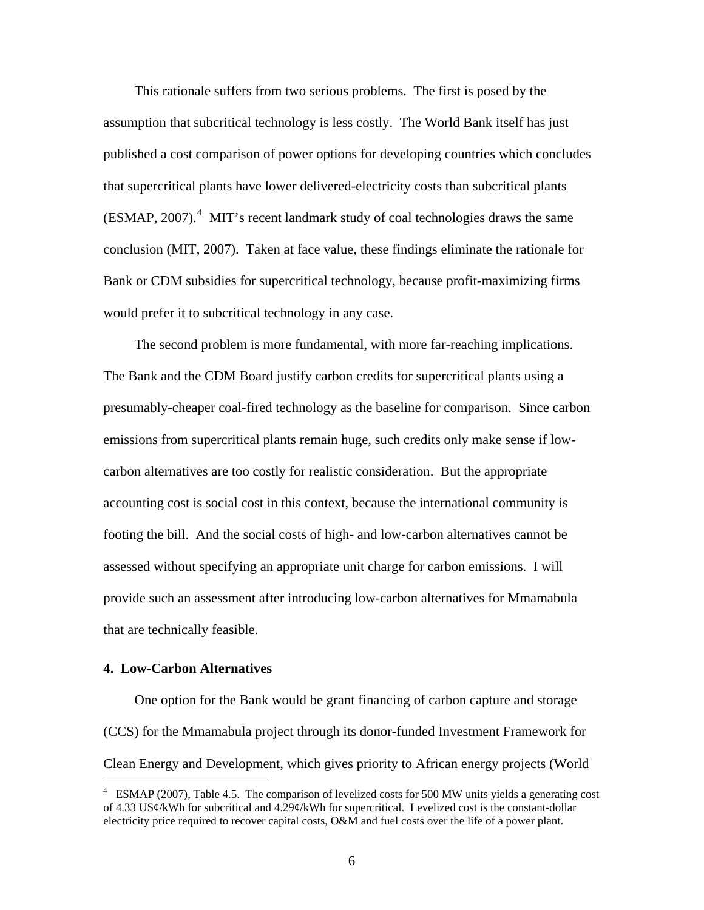This rationale suffers from two serious problems. The first is posed by the assumption that subcritical technology is less costly. The World Bank itself has just published a cost comparison of power options for developing countries which concludes that supercritical plants have lower delivered-electricity costs than subcritical plants (ESMAP, 2007).[4] MIT's recent landmark study of coal technologies draws the same conclusion (MIT, 2007). Taken at face value, these findings eliminate the rationale for Bank or CDM subsidies for supercritical technology, because profit-maximizing firms would prefer it to subcritical technology in any case.

The second problem is more fundamental, with more far-reaching implications. The Bank and the CDM Board justify carbon credits for supercritical plants using a presumably-cheaper coal-fired technology as the baseline for comparison. Since carbon emissions from supercritical plants remain huge, such credits only make sense if low-carbon alternatives are too costly for realistic consideration. But the appropriate accounting cost is social cost in this context, because the international community is footing the bill. And the social costs of high- and low-carbon alternatives cannot be assessed without specifying an appropriate unit charge for carbon emissions. I will provide such an assessment after introducing low-carbon alternatives for Mmamabula that are technically feasible.

## 4. Low-Carbon Alternatives

One option for the Bank would be grant financing of carbon capture and storage (CCS) for the Mmamabula project through its donor-funded Investment Framework for Clean Energy and Development, which gives priority to African energy projects (World

[4] ESMAP (2007), Table 4.5. The comparison of levelized costs for 500 MW units yields a generating cost of 4.33 US¢/kWh for subcritical and 4.29¢/kWh for supercritical. Levelized cost is the constant-dollar electricity price required to recover capital costs, O&M and fuel costs over the life of a power plant.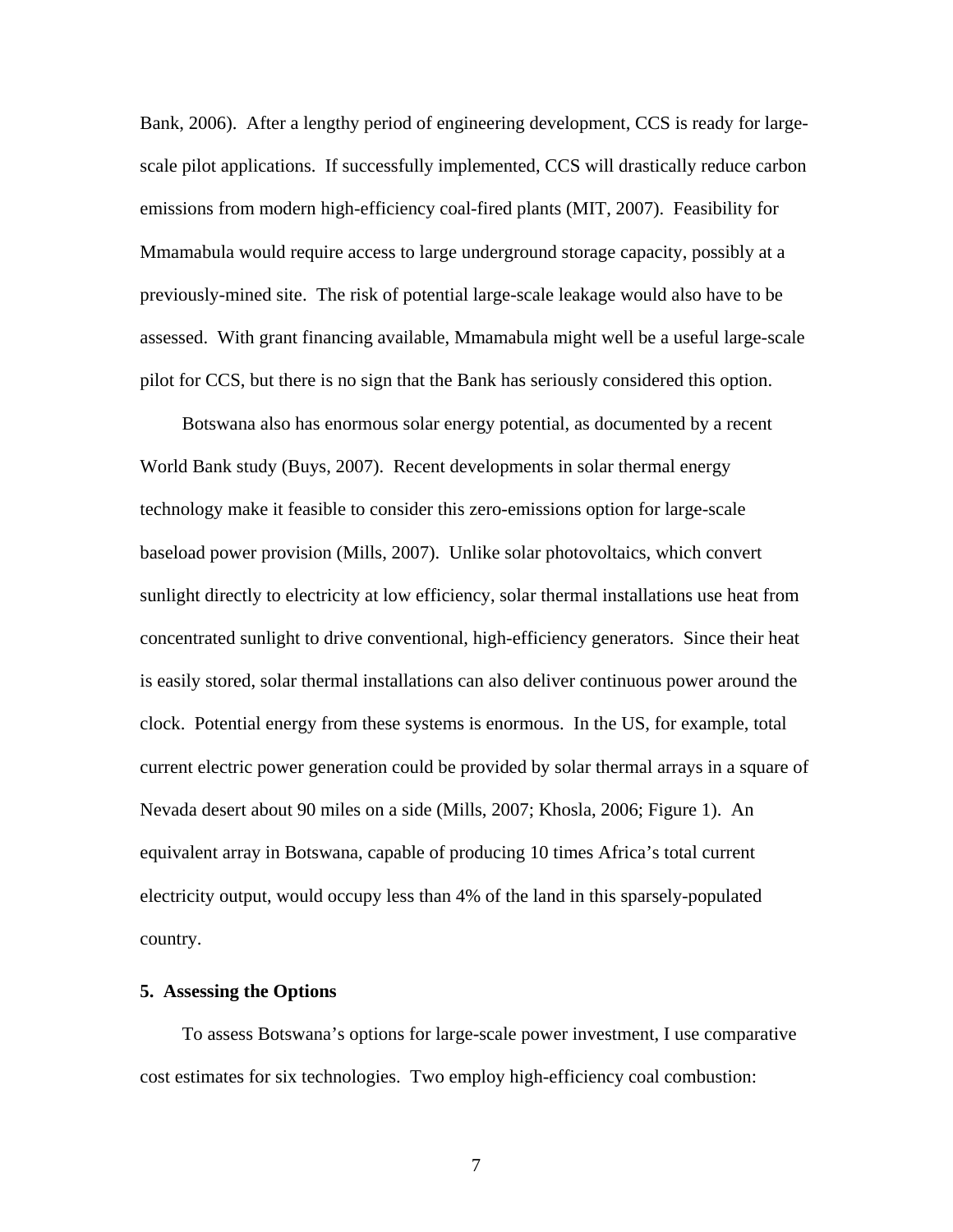Bank, 2006). After a lengthy period of engineering development, CCS is ready for large-scale pilot applications. If successfully implemented, CCS will drastically reduce carbon emissions from modern high-efficiency coal-fired plants (MIT, 2007). Feasibility for Mmamabula would require access to large underground storage capacity, possibly at a previously-mined site. The risk of potential large-scale leakage would also have to be assessed. With grant financing available, Mmamabula might well be a useful large-scale pilot for CCS, but there is no sign that the Bank has seriously considered this option.

Botswana also has enormous solar energy potential, as documented by a recent World Bank study (Buys, 2007). Recent developments in solar thermal energy technology make it feasible to consider this zero-emissions option for large-scale baseload power provision (Mills, 2007). Unlike solar photovoltaics, which convert sunlight directly to electricity at low efficiency, solar thermal installations use heat from concentrated sunlight to drive conventional, high-efficiency generators. Since their heat is easily stored, solar thermal installations can also deliver continuous power around the clock. Potential energy from these systems is enormous. In the US, for example, total current electric power generation could be provided by solar thermal arrays in a square of Nevada desert about 90 miles on a side (Mills, 2007; Khosla, 2006; Figure 1). An equivalent array in Botswana, capable of producing 10 times Africa's total current electricity output, would occupy less than 4% of the land in this sparsely-populated country.

## 5. Assessing the Options

To assess Botswana's options for large-scale power investment, I use comparative cost estimates for six technologies. Two employ high-efficiency coal combustion: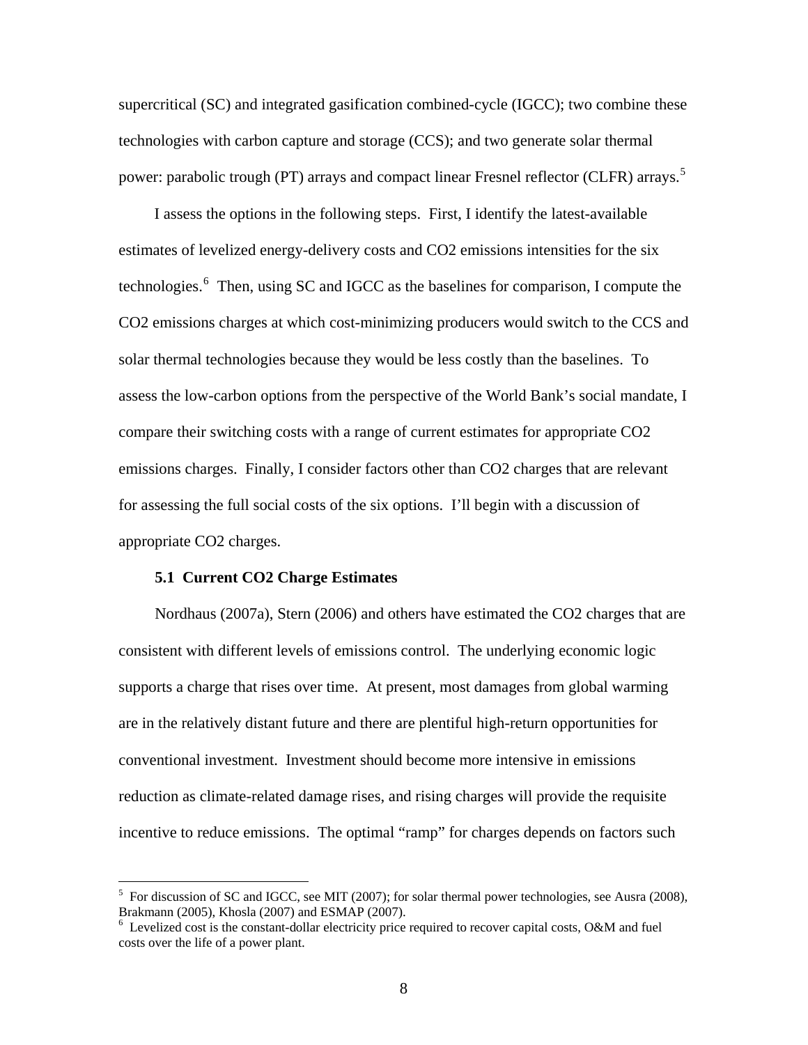supercritical (SC) and integrated gasification combined-cycle (IGCC); two combine these technologies with carbon capture and storage (CCS); and two generate solar thermal power: parabolic trough (PT) arrays and compact linear Fresnel reflector (CLFR) arrays.[5]

I assess the options in the following steps. First, I identify the latest-available estimates of levelized energy-delivery costs and CO2 emissions intensities for the six technologies.[6] Then, using SC and IGCC as the baselines for comparison, I compute the CO2 emissions charges at which cost-minimizing producers would switch to the CCS and solar thermal technologies because they would be less costly than the baselines. To assess the low-carbon options from the perspective of the World Bank's social mandate, I compare their switching costs with a range of current estimates for appropriate CO2 emissions charges. Finally, I consider factors other than CO2 charges that are relevant for assessing the full social costs of the six options. I'll begin with a discussion of appropriate CO2 charges.

### 5.1 Current CO2 Charge Estimates

Nordhaus (2007a), Stern (2006) and others have estimated the CO2 charges that are consistent with different levels of emissions control. The underlying economic logic supports a charge that rises over time. At present, most damages from global warming are in the relatively distant future and there are plentiful high-return opportunities for conventional investment. Investment should become more intensive in emissions reduction as climate-related damage rises, and rising charges will provide the requisite incentive to reduce emissions. The optimal "ramp" for charges depends on factors such

---

[5] For discussion of SC and IGCC, see MIT (2007); for solar thermal power technologies, see Ausra (2008), Brakmann (2005), Khosla (2007) and ESMAP (2007).

[6] Levelized cost is the constant-dollar electricity price required to recover capital costs, O&M and fuel costs over the life of a power plant.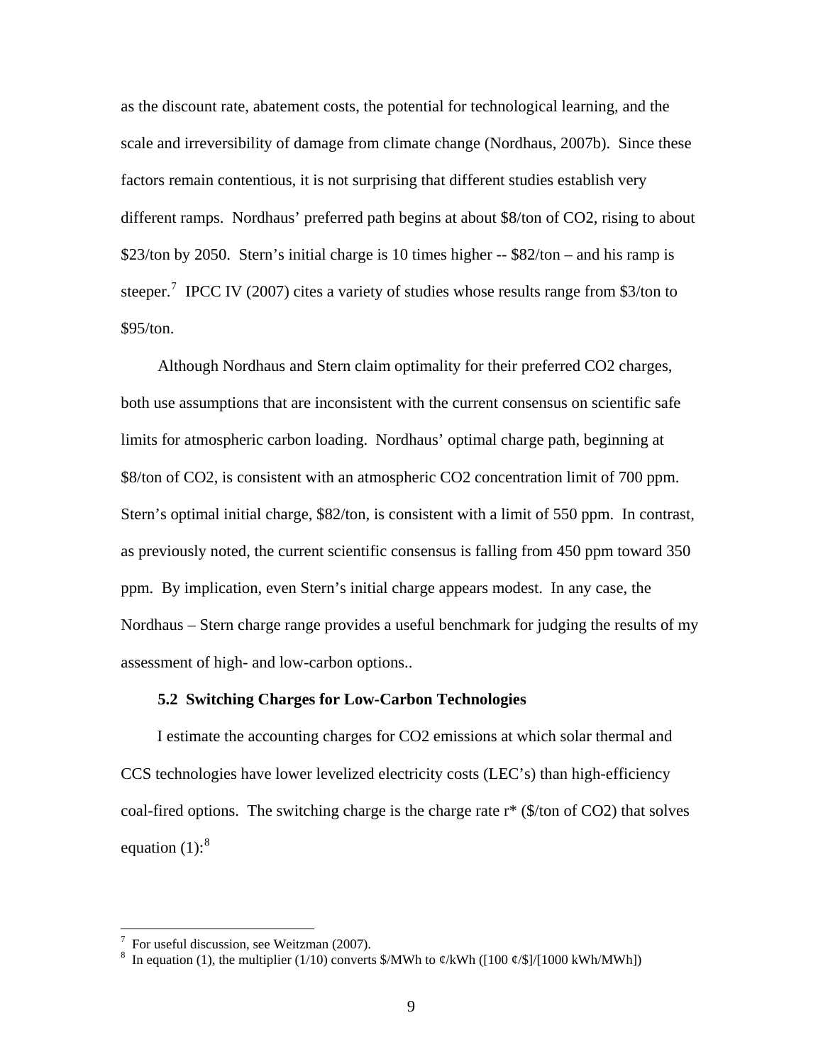as the discount rate, abatement costs, the potential for technological learning, and the scale and irreversibility of damage from climate change (Nordhaus, 2007b). Since these factors remain contentious, it is not surprising that different studies establish very different ramps. Nordhaus' preferred path begins at about \$8/ton of CO2, rising to about \$23/ton by 2050. Stern's initial charge is 10 times higher -- \$82/ton – and his ramp is steeper.[7] IPCC IV (2007) cites a variety of studies whose results range from \$3/ton to \$95/ton.

Although Nordhaus and Stern claim optimality for their preferred CO2 charges, both use assumptions that are inconsistent with the current consensus on scientific safe limits for atmospheric carbon loading. Nordhaus' optimal charge path, beginning at \$8/ton of CO2, is consistent with an atmospheric CO2 concentration limit of 700 ppm. Stern's optimal initial charge, \$82/ton, is consistent with a limit of 550 ppm. In contrast, as previously noted, the current scientific consensus is falling from 450 ppm toward 350 ppm. By implication, even Stern's initial charge appears modest. In any case, the Nordhaus – Stern charge range provides a useful benchmark for judging the results of my assessment of high- and low-carbon options..

### 5.2 Switching Charges for Low-Carbon Technologies

I estimate the accounting charges for CO2 emissions at which solar thermal and CCS technologies have lower levelized electricity costs (LEC's) than high-efficiency coal-fired options. The switching charge is the charge rate r* (\$/ton of CO2) that solves equation (1):[8]

[7] For useful discussion, see Weitzman (2007).

[8] In equation (1), the multiplier (1/10) converts \$/MWh to ¢/kWh ([100 ¢/\$]/[1000 kWh/MWh])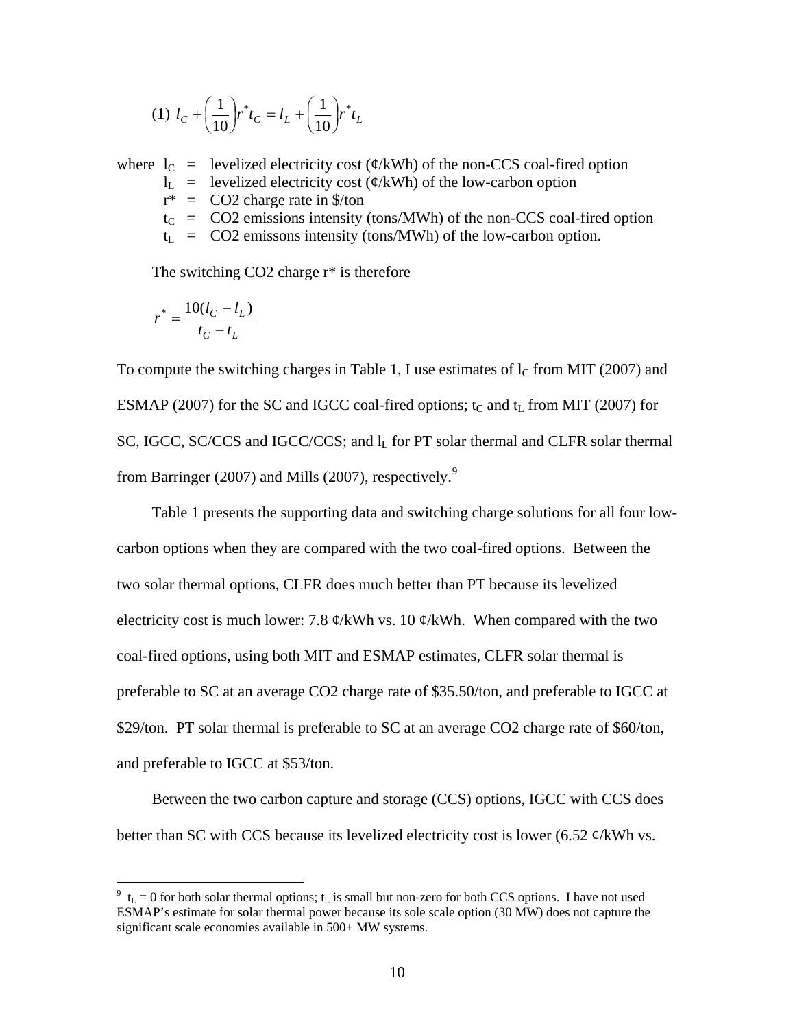$$(1)\ l_C + \left(\frac{1}{10}\right) r^* t_C = l_L + \left(\frac{1}{10}\right) r^* t_L$$

where $l_C$ = levelized electricity cost (¢/kWh) of the non-CCS coal-fired option
$l_L$ = levelized electricity cost (¢/kWh) of the low-carbon option
$r^*$ = CO2 charge rate in $/ton
$t_C$ = CO2 emissions intensity (tons/MWh) of the non-CCS coal-fired option
$t_L$ = CO2 emissons intensity (tons/MWh) of the low-carbon option.

The switching CO2 charge $r^*$ is therefore

$$r^* = \frac{10(l_C - l_L)}{t_C - t_L}$$

To compute the switching charges in Table 1, I use estimates of $l_C$ from MIT (2007) and ESMAP (2007) for the SC and IGCC coal-fired options; $t_C$ and $t_L$ from MIT (2007) for SC, IGCC, SC/CCS and IGCC/CCS; and $l_L$ for PT solar thermal and CLFR solar thermal from Barringer (2007) and Mills (2007), respectively.[9]

Table 1 presents the supporting data and switching charge solutions for all four low-carbon options when they are compared with the two coal-fired options. Between the two solar thermal options, CLFR does much better than PT because its levelized electricity cost is much lower: 7.8 ¢/kWh vs. 10 ¢/kWh. When compared with the two coal-fired options, using both MIT and ESMAP estimates, CLFR solar thermal is preferable to SC at an average CO2 charge rate of $35.50/ton, and preferable to IGCC at $29/ton. PT solar thermal is preferable to SC at an average CO2 charge rate of $60/ton, and preferable to IGCC at $53/ton.

Between the two carbon capture and storage (CCS) options, IGCC with CCS does better than SC with CCS because its levelized electricity cost is lower (6.52 ¢/kWh vs.

[9] $t_L = 0$ for both solar thermal options; $t_L$ is small but non-zero for both CCS options. I have not used ESMAP's estimate for solar thermal power because its sole scale option (30 MW) does not capture the significant scale economies available in 500+ MW systems.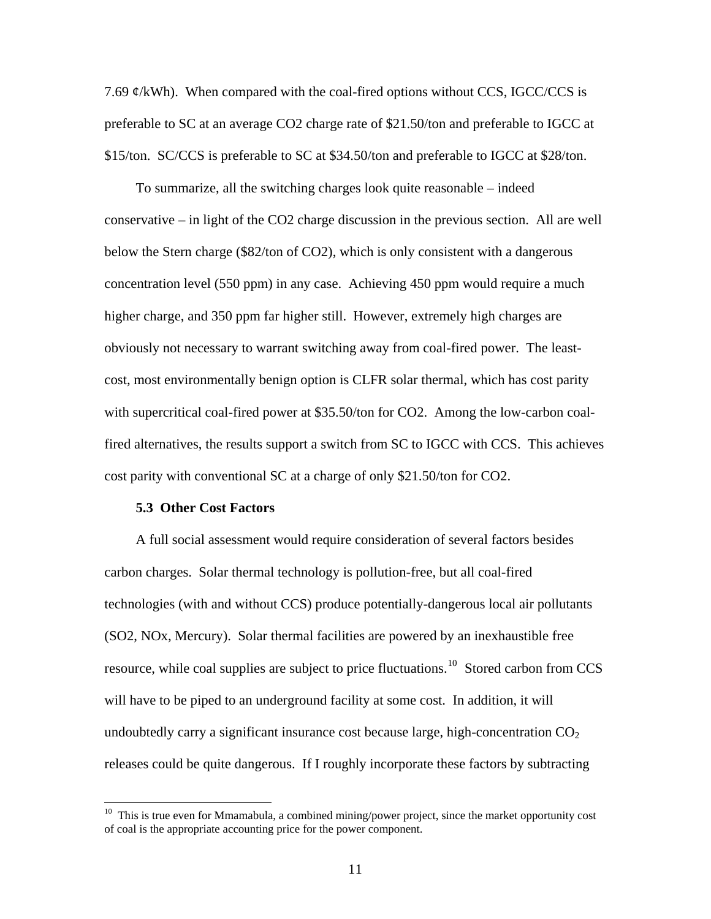7.69 ¢/kWh). When compared with the coal-fired options without CCS, IGCC/CCS is preferable to SC at an average CO2 charge rate of \$21.50/ton and preferable to IGCC at \$15/ton. SC/CCS is preferable to SC at \$34.50/ton and preferable to IGCC at \$28/ton.

To summarize, all the switching charges look quite reasonable – indeed conservative – in light of the CO2 charge discussion in the previous section. All are well below the Stern charge (\$82/ton of CO2), which is only consistent with a dangerous concentration level (550 ppm) in any case. Achieving 450 ppm would require a much higher charge, and 350 ppm far higher still. However, extremely high charges are obviously not necessary to warrant switching away from coal-fired power. The least-cost, most environmentally benign option is CLFR solar thermal, which has cost parity with supercritical coal-fired power at \$35.50/ton for CO2. Among the low-carbon coal-fired alternatives, the results support a switch from SC to IGCC with CCS. This achieves cost parity with conventional SC at a charge of only \$21.50/ton for CO2.

### 5.3 Other Cost Factors

A full social assessment would require consideration of several factors besides carbon charges. Solar thermal technology is pollution-free, but all coal-fired technologies (with and without CCS) produce potentially-dangerous local air pollutants (SO2, NOx, Mercury). Solar thermal facilities are powered by an inexhaustible free resource, while coal supplies are subject to price fluctuations.[10] Stored carbon from CCS will have to be piped to an underground facility at some cost. In addition, it will undoubtedly carry a significant insurance cost because large, high-concentration $CO_2$ releases could be quite dangerous. If I roughly incorporate these factors by subtracting

---

[10] This is true even for Mmamabula, a combined mining/power project, since the market opportunity cost of coal is the appropriate accounting price for the power component.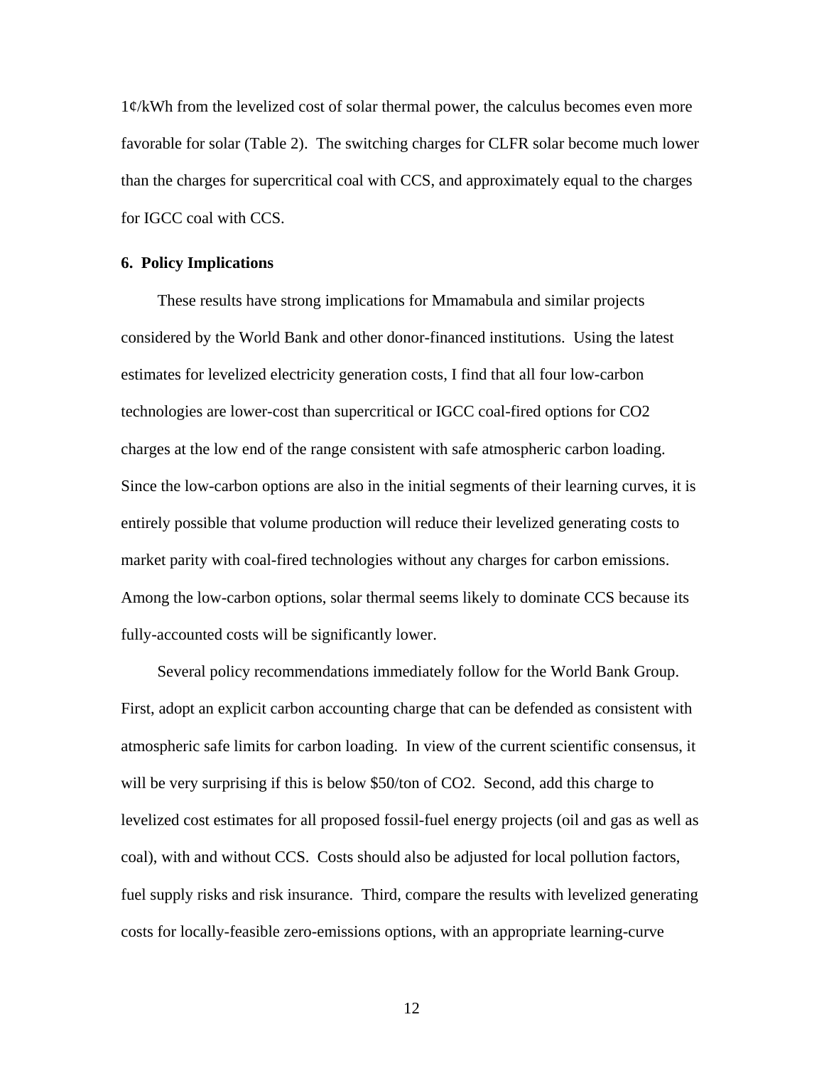1¢/kWh from the levelized cost of solar thermal power, the calculus becomes even more favorable for solar (Table 2). The switching charges for CLFR solar become much lower than the charges for supercritical coal with CCS, and approximately equal to the charges for IGCC coal with CCS.

**6. Policy Implications**

These results have strong implications for Mmamabula and similar projects considered by the World Bank and other donor-financed institutions. Using the latest estimates for levelized electricity generation costs, I find that all four low-carbon technologies are lower-cost than supercritical or IGCC coal-fired options for $CO_2$ charges at the low end of the range consistent with safe atmospheric carbon loading. Since the low-carbon options are also in the initial segments of their learning curves, it is entirely possible that volume production will reduce their levelized generating costs to market parity with coal-fired technologies without any charges for carbon emissions. Among the low-carbon options, solar thermal seems likely to dominate CCS because its fully-accounted costs will be significantly lower.

Several policy recommendations immediately follow for the World Bank Group. First, adopt an explicit carbon accounting charge that can be defended as consistent with atmospheric safe limits for carbon loading. In view of the current scientific consensus, it will be very surprising if this is below \$50/ton of $CO_2$. Second, add this charge to levelized cost estimates for all proposed fossil-fuel energy projects (oil and gas as well as coal), with and without CCS. Costs should also be adjusted for local pollution factors, fuel supply risks and risk insurance. Third, compare the results with levelized generating costs for locally-feasible zero-emissions options, with an appropriate learning-curve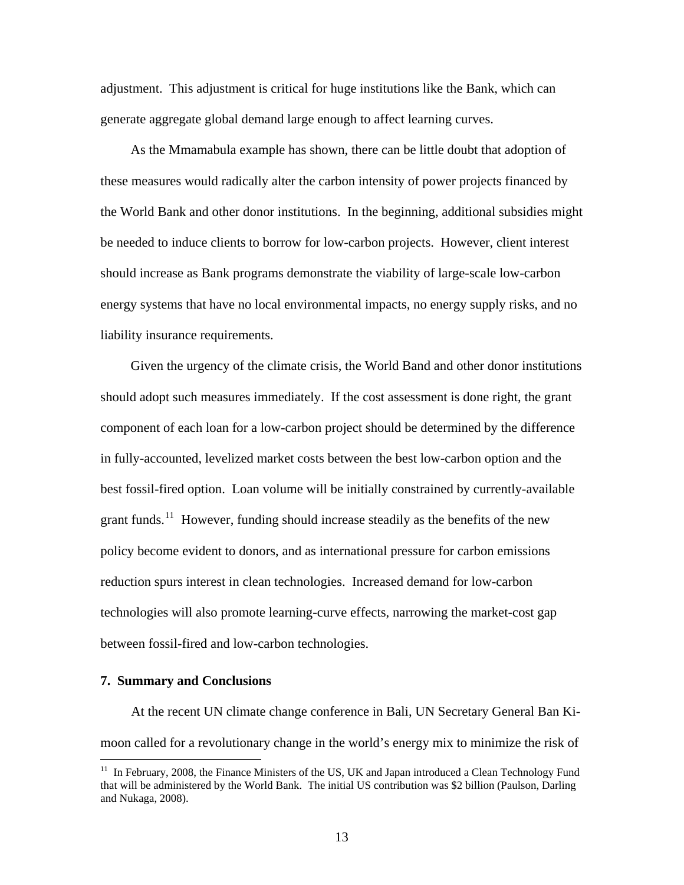adjustment. This adjustment is critical for huge institutions like the Bank, which can generate aggregate global demand large enough to affect learning curves.

As the Mmamabula example has shown, there can be little doubt that adoption of these measures would radically alter the carbon intensity of power projects financed by the World Bank and other donor institutions. In the beginning, additional subsidies might be needed to induce clients to borrow for low-carbon projects. However, client interest should increase as Bank programs demonstrate the viability of large-scale low-carbon energy systems that have no local environmental impacts, no energy supply risks, and no liability insurance requirements.

Given the urgency of the climate crisis, the World Band and other donor institutions should adopt such measures immediately. If the cost assessment is done right, the grant component of each loan for a low-carbon project should be determined by the difference in fully-accounted, levelized market costs between the best low-carbon option and the best fossil-fired option. Loan volume will be initially constrained by currently-available grant funds.[11] However, funding should increase steadily as the benefits of the new policy become evident to donors, and as international pressure for carbon emissions reduction spurs interest in clean technologies. Increased demand for low-carbon technologies will also promote learning-curve effects, narrowing the market-cost gap between fossil-fired and low-carbon technologies.

## 7. Summary and Conclusions

At the recent UN climate change conference in Bali, UN Secretary General Ban Ki-moon called for a revolutionary change in the world's energy mix to minimize the risk of

---

[11] In February, 2008, the Finance Ministers of the US, UK and Japan introduced a Clean Technology Fund that will be administered by the World Bank. The initial US contribution was $2 billion (Paulson, Darling and Nukaga, 2008).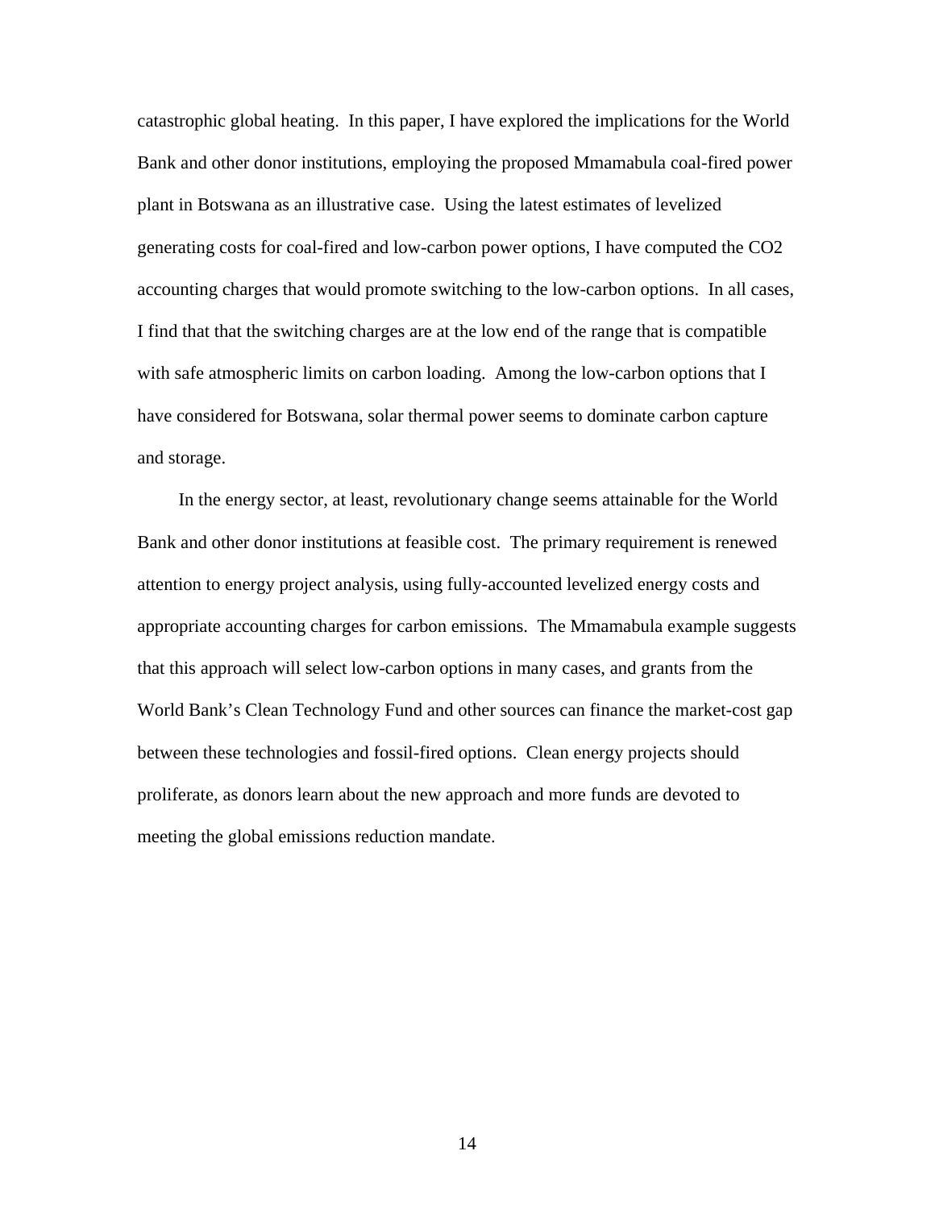catastrophic global heating. In this paper, I have explored the implications for the World Bank and other donor institutions, employing the proposed Mmamabula coal-fired power plant in Botswana as an illustrative case. Using the latest estimates of levelized generating costs for coal-fired and low-carbon power options, I have computed the $CO_2$ accounting charges that would promote switching to the low-carbon options. In all cases, I find that that the switching charges are at the low end of the range that is compatible with safe atmospheric limits on carbon loading. Among the low-carbon options that I have considered for Botswana, solar thermal power seems to dominate carbon capture and storage.

In the energy sector, at least, revolutionary change seems attainable for the World Bank and other donor institutions at feasible cost. The primary requirement is renewed attention to energy project analysis, using fully-accounted levelized energy costs and appropriate accounting charges for carbon emissions. The Mmamabula example suggests that this approach will select low-carbon options in many cases, and grants from the World Bank's Clean Technology Fund and other sources can finance the market-cost gap between these technologies and fossil-fired options. Clean energy projects should proliferate, as donors learn about the new approach and more funds are devoted to meeting the global emissions reduction mandate.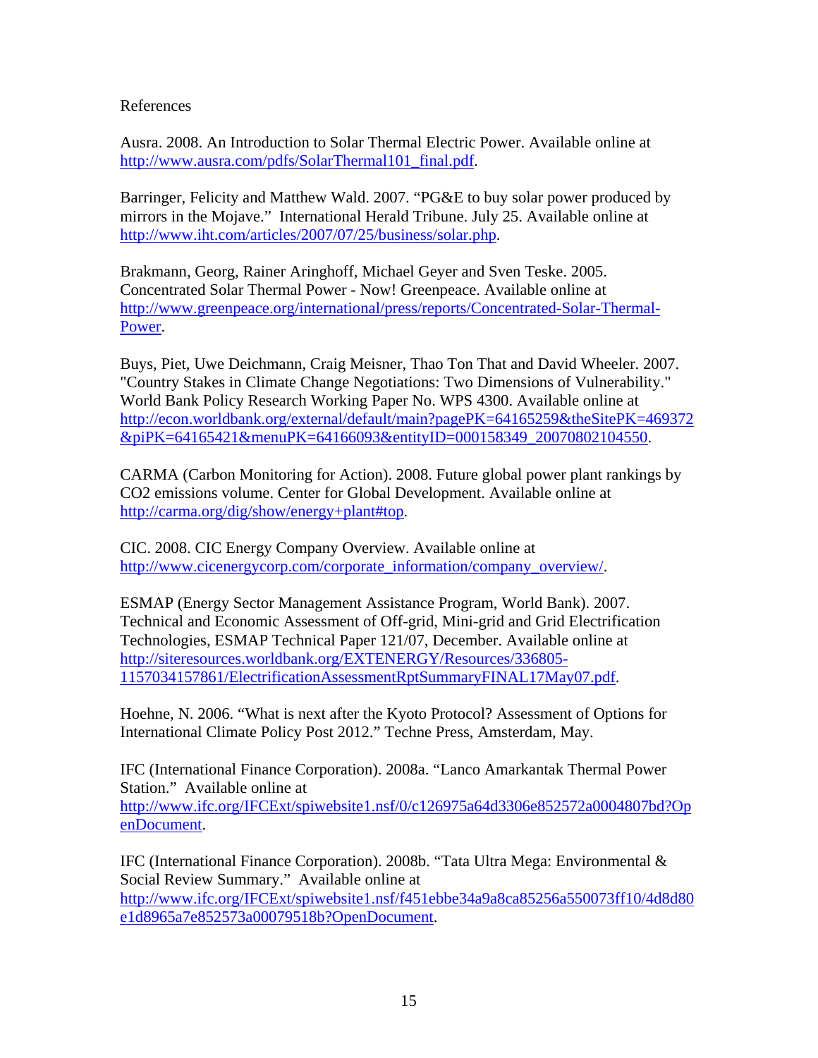# References

Ausra. 2008. An Introduction to Solar Thermal Electric Power. Available online at http://www.ausra.com/pdfs/SolarThermal101_final.pdf.

Barringer, Felicity and Matthew Wald. 2007. "PG&E to buy solar power produced by mirrors in the Mojave." International Herald Tribune. July 25. Available online at http://www.iht.com/articles/2007/07/25/business/solar.php.

Brakmann, Georg, Rainer Aringhoff, Michael Geyer and Sven Teske. 2005. Concentrated Solar Thermal Power - Now! Greenpeace. Available online at http://www.greenpeace.org/international/press/reports/Concentrated-Solar-Thermal-Power.

Buys, Piet, Uwe Deichmann, Craig Meisner, Thao Ton That and David Wheeler. 2007. "Country Stakes in Climate Change Negotiations: Two Dimensions of Vulnerability." World Bank Policy Research Working Paper No. WPS 4300. Available online at http://econ.worldbank.org/external/default/main?pagePK=64165259&theSitePK=469372&piPK=64165421&menuPK=64166093&entityID=000158349_20070802104550.

CARMA (Carbon Monitoring for Action). 2008. Future global power plant rankings by CO2 emissions volume. Center for Global Development. Available online at http://carma.org/dig/show/energy+plant#top.

CIC. 2008. CIC Energy Company Overview. Available online at http://www.cicenergycorp.com/corporate_information/company_overview/.

ESMAP (Energy Sector Management Assistance Program, World Bank). 2007. Technical and Economic Assessment of Off-grid, Mini-grid and Grid Electrification Technologies, ESMAP Technical Paper 121/07, December. Available online at http://siteresources.worldbank.org/EXTENERGY/Resources/336805-1157034157861/ElectrificationAssessmentRptSummaryFINAL17May07.pdf.

Hoehne, N. 2006. "What is next after the Kyoto Protocol? Assessment of Options for International Climate Policy Post 2012." Techne Press, Amsterdam, May.

IFC (International Finance Corporation). 2008a. "Lanco Amarkantak Thermal Power Station." Available online at http://www.ifc.org/IFCExt/spiwebsite1.nsf/0/c126975a64d3306e852572a0004807bd?OpenDocument.

IFC (International Finance Corporation). 2008b. "Tata Ultra Mega: Environmental & Social Review Summary." Available online at http://www.ifc.org/IFCExt/spiwebsite1.nsf/f451ebbe34a9a8ca85256a550073ff10/4d8d80e1d8965a7e852573a00079518b?OpenDocument.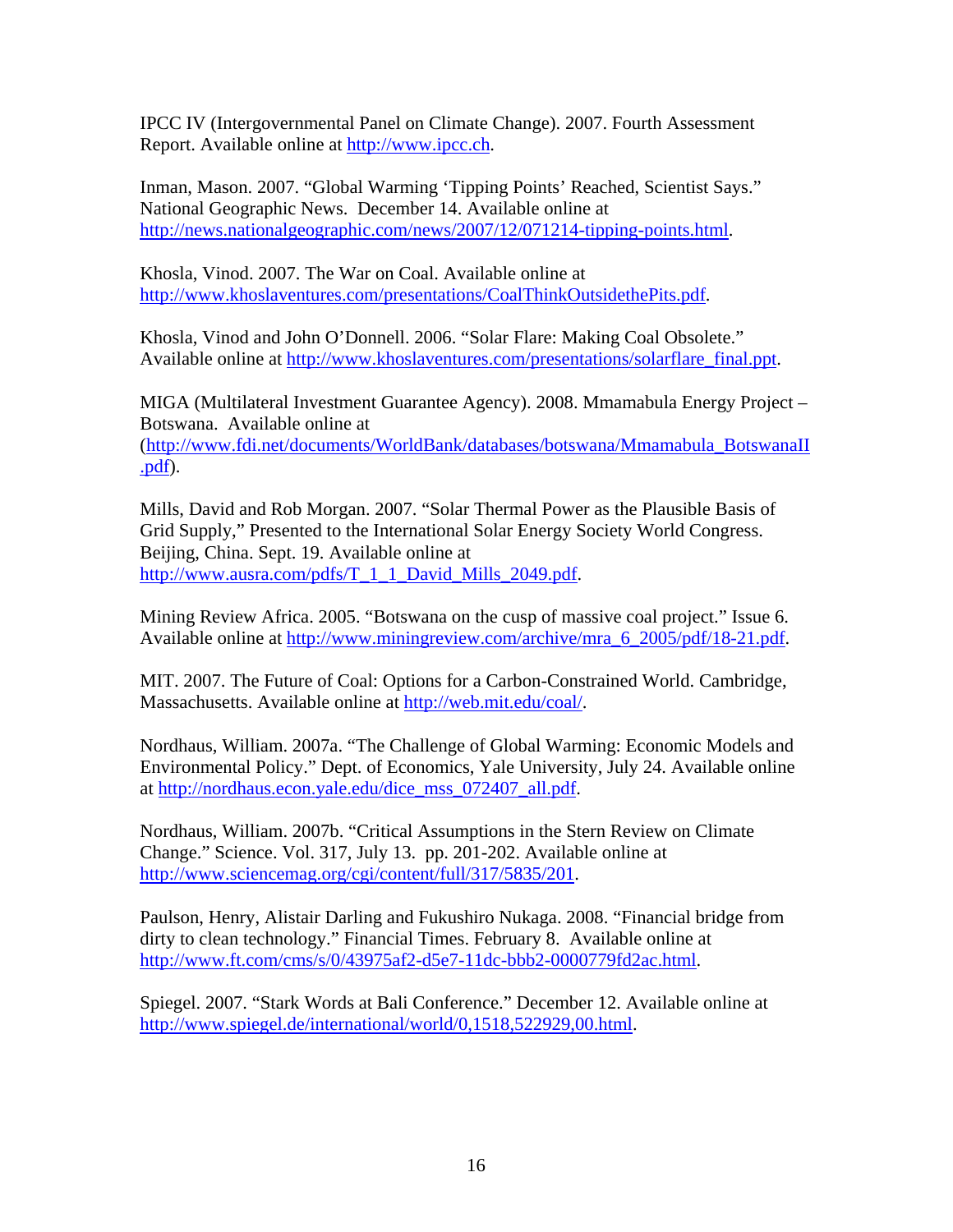IPCC IV (Intergovernmental Panel on Climate Change). 2007. Fourth Assessment Report. Available online at http://www.ipcc.ch.

Inman, Mason. 2007. "Global Warming 'Tipping Points' Reached, Scientist Says." National Geographic News. December 14. Available online at http://news.nationalgeographic.com/news/2007/12/071214-tipping-points.html.

Khosla, Vinod. 2007. The War on Coal. Available online at http://www.khoslaventures.com/presentations/CoalThinkOutsidethePits.pdf.

Khosla, Vinod and John O'Donnell. 2006. "Solar Flare: Making Coal Obsolete." Available online at http://www.khoslaventures.com/presentations/solarflare_final.ppt.

MIGA (Multilateral Investment Guarantee Agency). 2008. Mmamabula Energy Project – Botswana. Available online at (http://www.fdi.net/documents/WorldBank/databases/botswana/Mmamabula_BotswanaII.pdf).

Mills, David and Rob Morgan. 2007. "Solar Thermal Power as the Plausible Basis of Grid Supply," Presented to the International Solar Energy Society World Congress. Beijing, China. Sept. 19. Available online at http://www.ausra.com/pdfs/T_1_1_David_Mills_2049.pdf.

Mining Review Africa. 2005. "Botswana on the cusp of massive coal project." Issue 6. Available online at http://www.miningreview.com/archive/mra_6_2005/pdf/18-21.pdf.

MIT. 2007. The Future of Coal: Options for a Carbon-Constrained World. Cambridge, Massachusetts. Available online at http://web.mit.edu/coal/.

Nordhaus, William. 2007a. "The Challenge of Global Warming: Economic Models and Environmental Policy." Dept. of Economics, Yale University, July 24. Available online at http://nordhaus.econ.yale.edu/dice_mss_072407_all.pdf.

Nordhaus, William. 2007b. "Critical Assumptions in the Stern Review on Climate Change." Science. Vol. 317, July 13. pp. 201-202. Available online at http://www.sciencemag.org/cgi/content/full/317/5835/201.

Paulson, Henry, Alistair Darling and Fukushiro Nukaga. 2008. "Financial bridge from dirty to clean technology." Financial Times. February 8. Available online at http://www.ft.com/cms/s/0/43975af2-d5e7-11dc-bbb2-0000779fd2ac.html.

Spiegel. 2007. "Stark Words at Bali Conference." December 12. Available online at http://www.spiegel.de/international/world/0,1518,522929,00.html.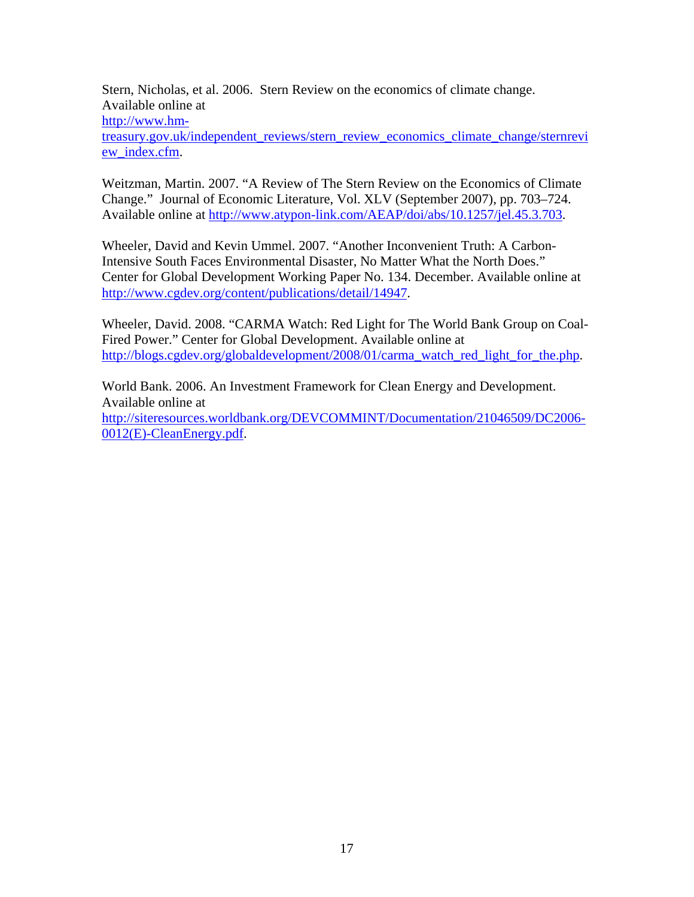Stern, Nicholas, et al. 2006. Stern Review on the economics of climate change. Available online at http://www.hm-treasury.gov.uk/independent_reviews/stern_review_economics_climate_change/sternreview_index.cfm.

Weitzman, Martin. 2007. "A Review of The Stern Review on the Economics of Climate Change." Journal of Economic Literature, Vol. XLV (September 2007), pp. 703–724. Available online at http://www.atypon-link.com/AEAP/doi/abs/10.1257/jel.45.3.703.

Wheeler, David and Kevin Ummel. 2007. "Another Inconvenient Truth: A Carbon-Intensive South Faces Environmental Disaster, No Matter What the North Does." Center for Global Development Working Paper No. 134. December. Available online at http://www.cgdev.org/content/publications/detail/14947.

Wheeler, David. 2008. "CARMA Watch: Red Light for The World Bank Group on Coal-Fired Power." Center for Global Development. Available online at http://blogs.cgdev.org/globaldevelopment/2008/01/carma_watch_red_light_for_the.php.

World Bank. 2006. An Investment Framework for Clean Energy and Development. Available online at http://siteresources.worldbank.org/DEVCOMMINT/Documentation/21046509/DC2006-0012(E)-CleanEnergy.pdf.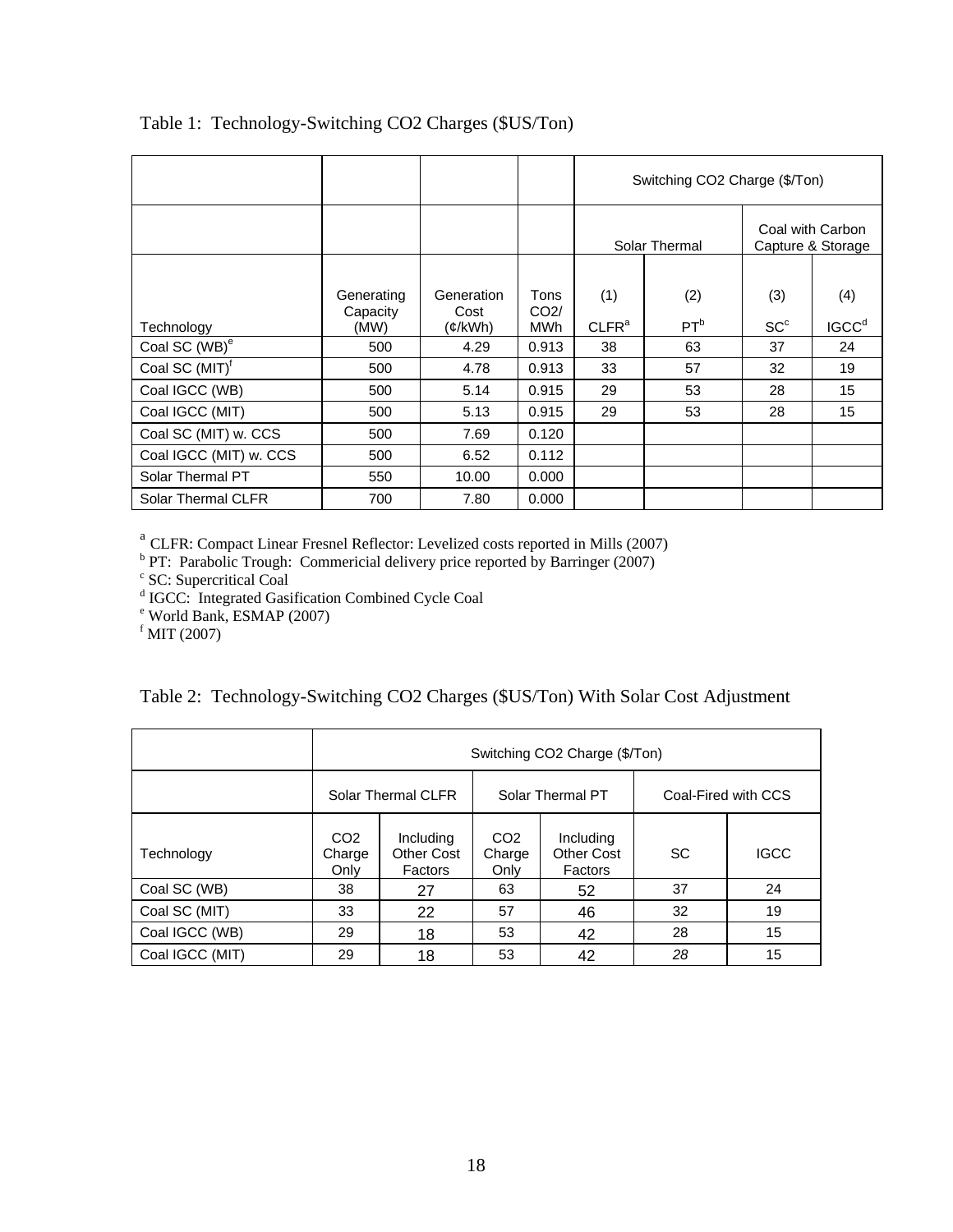Table 1: Technology-Switching CO2 Charges ($US/Ton)

| | | | | Switching CO2 Charge ($/Ton) | | | |
|---|---|---|---|---|---|---|---|
| | | | | Solar Thermal | | Coal with Carbon Capture & Storage | |
| Technology | Generating Capacity (MW) | Generation Cost (¢/kWh) | Tons CO2/ MWh | (1) CLFR[a] | (2) PT[b] | (3) SC[c] | (4) IGCC[d] |
| Coal SC (WB)[e] | 500 | 4.29 | 0.913 | 38 | 63 | 37 | 24 |
| Coal SC (MIT)[f] | 500 | 4.78 | 0.913 | 33 | 57 | 32 | 19 |
| Coal IGCC (WB) | 500 | 5.14 | 0.915 | 29 | 53 | 28 | 15 |
| Coal IGCC (MIT) | 500 | 5.13 | 0.915 | 29 | 53 | 28 | 15 |
| Coal SC (MIT) w. CCS | 500 | 7.69 | 0.120 | | | | |
| Coal IGCC (MIT) w. CCS | 500 | 6.52 | 0.112 | | | | |
| Solar Thermal PT | 550 | 10.00 | 0.000 | | | | |
| Solar Thermal CLFR | 700 | 7.80 | 0.000 | | | | |

[a] CLFR: Compact Linear Fresnel Reflector: Levelized costs reported in Mills (2007)
[b] PT: Parabolic Trough: Commericial delivery price reported by Barringer (2007)
[c] SC: Supercritical Coal
[d] IGCC: Integrated Gasification Combined Cycle Coal
[e] World Bank, ESMAP (2007)
[f] MIT (2007)

Table 2: Technology-Switching CO2 Charges ($US/Ton) With Solar Cost Adjustment

| | Switching CO2 Charge ($/Ton) | | | | | |
|---|---|---|---|---|---|---|
| | Solar Thermal CLFR | | Solar Thermal PT | | Coal-Fired with CCS | |
| Technology | CO2 Charge Only | Including Other Cost Factors | CO2 Charge Only | Including Other Cost Factors | SC | IGCC |
| Coal SC (WB) | 38 | 27 | 63 | 52 | 37 | 24 |
| Coal SC (MIT) | 33 | 22 | 57 | 46 | 32 | 19 |
| Coal IGCC (WB) | 29 | 18 | 53 | 42 | 28 | 15 |
| Coal IGCC (MIT) | 29 | 18 | 53 | 42 | 28 | 15 |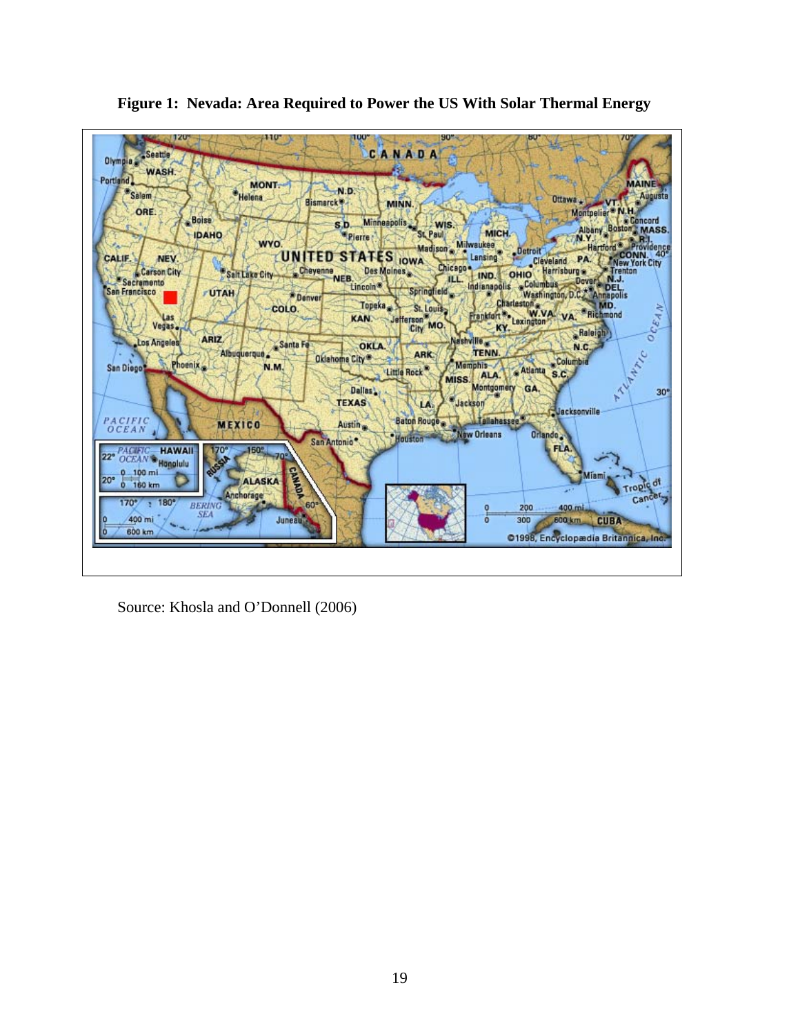**Figure 1: Nevada: Area Required to Power the US With Solar Thermal Energy**

Source: Khosla and O'Donnell (2006)